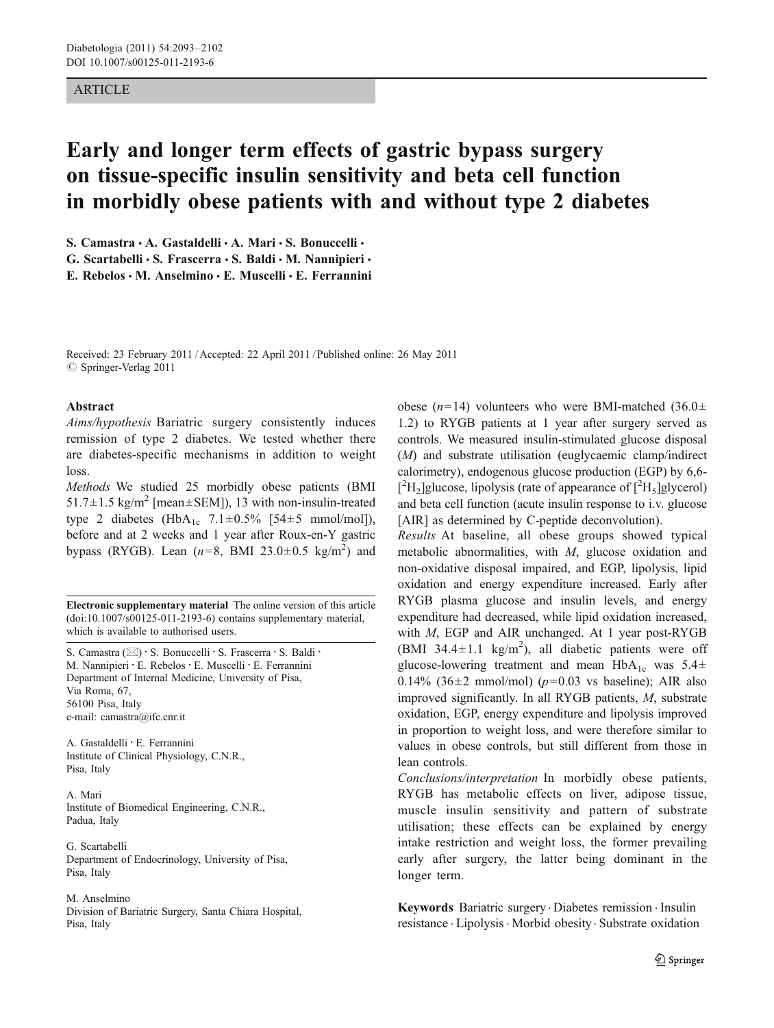ARTICLE

# Early and longer term effects of gastric bypass surgery on tissue-specific insulin sensitivity and beta cell function in morbidly obese patients with and without type 2 diabetes

S. Camastra · A. Gastaldelli · A. Mari · S. Bonuccelli · G. Scartabelli · S. Frascerra · S. Baldi · M. Nannipieri · E. Rebelos · M. Anselmino · E. Muscelli · E. Ferrannini

Received: 23 February 2011 / Accepted: 22 April 2011 / Published online: 26 May 2011
© Springer-Verlag 2011

## Abstract

*Aims/hypothesis* Bariatric surgery consistently induces remission of type 2 diabetes. We tested whether there are diabetes-specific mechanisms in addition to weight loss.

*Methods* We studied 25 morbidly obese patients (BMI 51.7±1.5 kg/m$^2$ [mean±SEM]), 13 with non-insulin-treated type 2 diabetes (HbA$_{1c}$ 7.1±0.5% [54±5 mmol/mol]), before and at 2 weeks and 1 year after Roux-en-Y gastric bypass (RYGB). Lean ($n$=8, BMI 23.0±0.5 kg/m$^2$) and obese ($n$=14) volunteers who were BMI-matched (36.0±1.2) to RYGB patients at 1 year after surgery served as controls. We measured insulin-stimulated glucose disposal ($M$) and substrate utilisation (euglycaemic clamp/indirect calorimetry), endogenous glucose production (EGP) by 6,6-[$^2$H$_2$]glucose, lipolysis (rate of appearance of [$^2$H$_5$]glycerol) and beta cell function (acute insulin response to i.v. glucose [AIR] as determined by C-peptide deconvolution).

*Results* At baseline, all obese groups showed typical metabolic abnormalities, with $M$, glucose oxidation and non-oxidative disposal impaired, and EGP, lipolysis, lipid oxidation and energy expenditure increased. Early after RYGB plasma glucose and insulin levels, and energy expenditure had decreased, while lipid oxidation increased, with $M$, EGP and AIR unchanged. At 1 year post-RYGB (BMI 34.4±1.1 kg/m$^2$), all diabetic patients were off glucose-lowering treatment and mean HbA$_{1c}$ was 5.4±0.14% (36±2 mmol/mol) ($p$=0.03 vs baseline); AIR also improved significantly. In all RYGB patients, $M$, substrate oxidation, EGP, energy expenditure and lipolysis improved in proportion to weight loss, and were therefore similar to values in obese controls, but still different from those in lean controls.

*Conclusions/interpretation* In morbidly obese patients, RYGB has metabolic effects on liver, adipose tissue, muscle insulin sensitivity and pattern of substrate utilisation; these effects can be explained by energy intake restriction and weight loss, the former prevailing early after surgery, the latter being dominant in the longer term.

**Keywords** Bariatric surgery · Diabetes remission · Insulin resistance · Lipolysis · Morbid obesity · Substrate oxidation

**Electronic supplementary material** The online version of this article (doi:10.1007/s00125-011-2193-6) contains supplementary material, which is available to authorised users.

S. Camastra (✉) · S. Bonuccelli · S. Frascerra · S. Baldi · M. Nannipieri · E. Rebelos · E. Muscelli · E. Ferrannini
Department of Internal Medicine, University of Pisa,
Via Roma, 67,
56100 Pisa, Italy
e-mail: camastra@ifc.cnr.it

A. Gastaldelli · E. Ferrannini
Institute of Clinical Physiology, C.N.R.,
Pisa, Italy

A. Mari
Institute of Biomedical Engineering, C.N.R.,
Padua, Italy

G. Scartabelli
Department of Endocrinology, University of Pisa,
Pisa, Italy

M. Anselmino
Division of Bariatric Surgery, Santa Chiara Hospital,
Pisa, Italy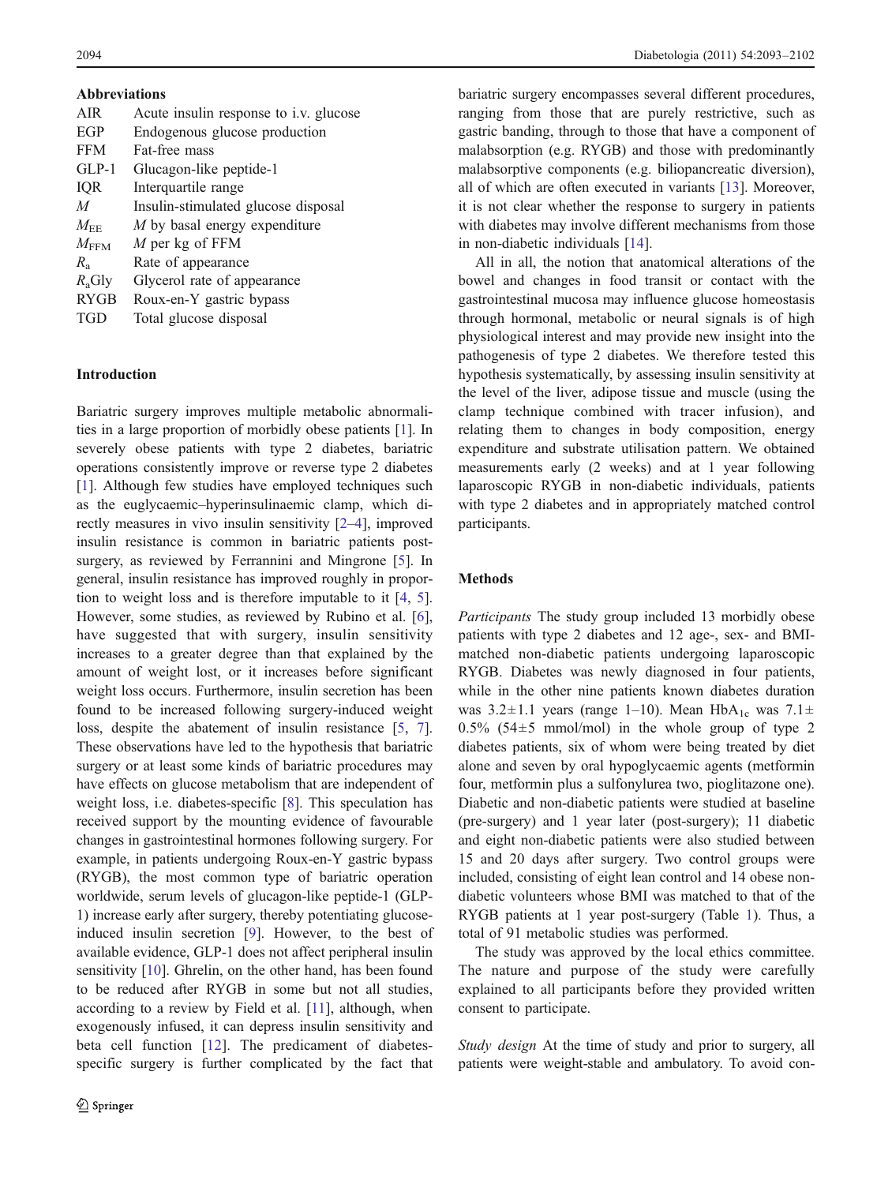### Abbreviations

| | |
|---|---|
| AIR | Acute insulin response to i.v. glucose |
| EGP | Endogenous glucose production |
| FFM | Fat-free mass |
| GLP-1 | Glucagon-like peptide-1 |
| IQR | Interquartile range |
| $M$ | Insulin-stimulated glucose disposal |
| $M_{EE}$ | $M$ by basal energy expenditure |
| $M_{FFM}$ | $M$ per kg of FFM |
| $R_a$ | Rate of appearance |
| $R_a$Gly | Glycerol rate of appearance |
| RYGB | Roux-en-Y gastric bypass |
| TGD | Total glucose disposal |

## Introduction

Bariatric surgery improves multiple metabolic abnormalities in a large proportion of morbidly obese patients [1]. In severely obese patients with type 2 diabetes, bariatric operations consistently improve or reverse type 2 diabetes [1]. Although few studies have employed techniques such as the euglycaemic–hyperinsulinaemic clamp, which directly measures in vivo insulin sensitivity [2–4], improved insulin resistance is common in bariatric patients post-surgery, as reviewed by Ferrannini and Mingrone [5]. In general, insulin resistance has improved roughly in proportion to weight loss and is therefore imputable to it [4, 5]. However, some studies, as reviewed by Rubino et al. [6], have suggested that with surgery, insulin sensitivity increases to a greater degree than that explained by the amount of weight lost, or it increases before significant weight loss occurs. Furthermore, insulin secretion has been found to be increased following surgery-induced weight loss, despite the abatement of insulin resistance [5, 7]. These observations have led to the hypothesis that bariatric surgery or at least some kinds of bariatric procedures may have effects on glucose metabolism that are independent of weight loss, i.e. diabetes-specific [8]. This speculation has received support by the mounting evidence of favourable changes in gastrointestinal hormones following surgery. For example, in patients undergoing Roux-en-Y gastric bypass (RYGB), the most common type of bariatric operation worldwide, serum levels of glucagon-like peptide-1 (GLP-1) increase early after surgery, thereby potentiating glucose-induced insulin secretion [9]. However, to the best of available evidence, GLP-1 does not affect peripheral insulin sensitivity [10]. Ghrelin, on the other hand, has been found to be reduced after RYGB in some but not all studies, according to a review by Field et al. [11], although, when exogenously infused, it can depress insulin sensitivity and beta cell function [12]. The predicament of diabetes-specific surgery is further complicated by the fact that bariatric surgery encompasses several different procedures, ranging from those that are purely restrictive, such as gastric banding, through to those that have a component of malabsorption (e.g. RYGB) and those with predominantly malabsorptive components (e.g. biliopancreatic diversion), all of which are often executed in variants [13]. Moreover, it is not clear whether the response to surgery in patients with diabetes may involve different mechanisms from those in non-diabetic individuals [14].

All in all, the notion that anatomical alterations of the bowel and changes in food transit or contact with the gastrointestinal mucosa may influence glucose homeostasis through hormonal, metabolic or neural signals is of high physiological interest and may provide new insight into the pathogenesis of type 2 diabetes. We therefore tested this hypothesis systematically, by assessing insulin sensitivity at the level of the liver, adipose tissue and muscle (using the clamp technique combined with tracer infusion), and relating them to changes in body composition, energy expenditure and substrate utilisation pattern. We obtained measurements early (2 weeks) and at 1 year following laparoscopic RYGB in non-diabetic individuals, patients with type 2 diabetes and in appropriately matched control participants.

## Methods

*Participants* The study group included 13 morbidly obese patients with type 2 diabetes and 12 age-, sex- and BMI-matched non-diabetic patients undergoing laparoscopic RYGB. Diabetes was newly diagnosed in four patients, while in the other nine patients known diabetes duration was 3.2±1.1 years (range 1–10). Mean $HbA_{1c}$ was 7.1±0.5% (54±5 mmol/mol) in the whole group of type 2 diabetes patients, six of whom were being treated by diet alone and seven by oral hypoglycaemic agents (metformin four, metformin plus a sulfonylurea two, pioglitazone one). Diabetic and non-diabetic patients were studied at baseline (pre-surgery) and 1 year later (post-surgery); 11 diabetic and eight non-diabetic patients were also studied between 15 and 20 days after surgery. Two control groups were included, consisting of eight lean control and 14 obese non-diabetic volunteers whose BMI was matched to that of the RYGB patients at 1 year post-surgery (Table 1). Thus, a total of 91 metabolic studies was performed.

The study was approved by the local ethics committee. The nature and purpose of the study were carefully explained to all participants before they provided written consent to participate.

*Study design* At the time of study and prior to surgery, all patients were weight-stable and ambulatory. To avoid con-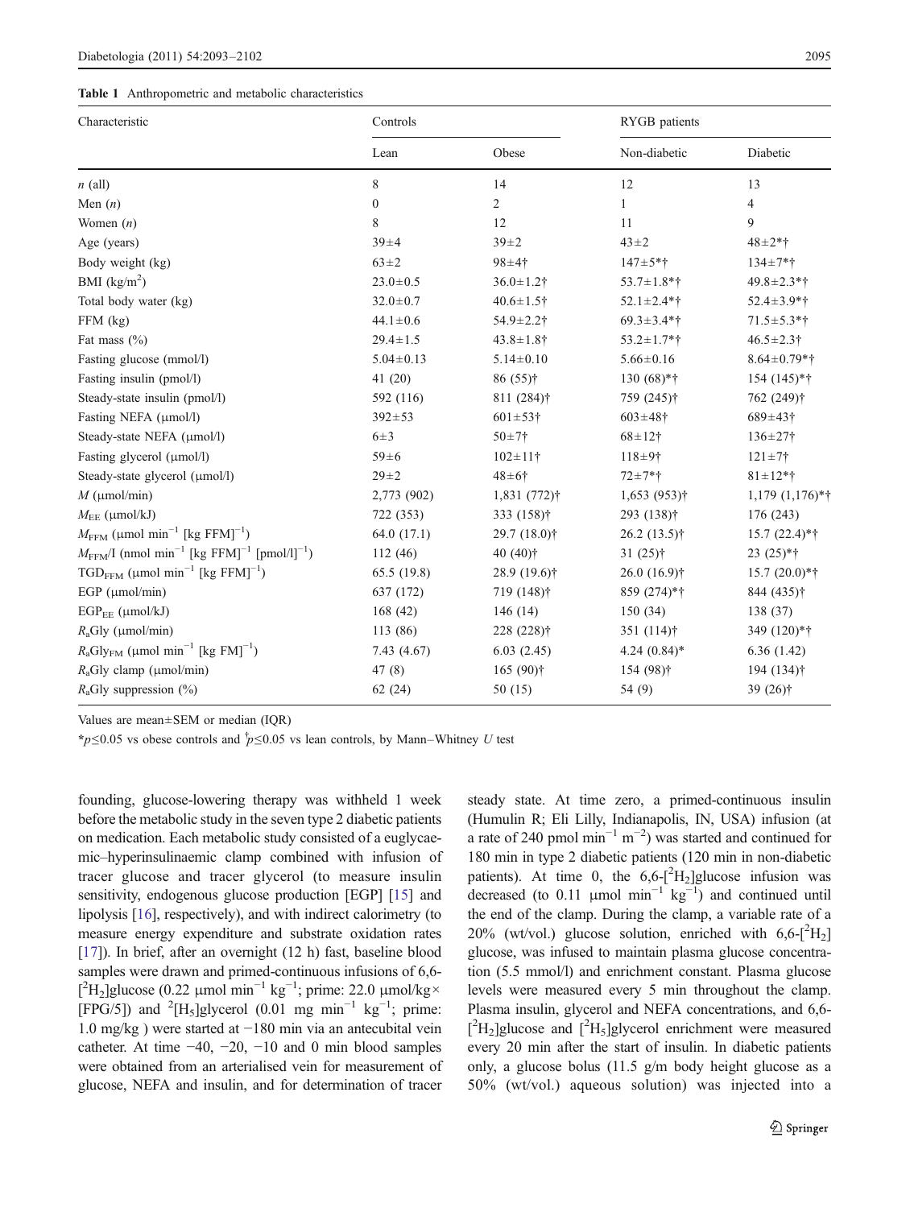**Table 1** Anthropometric and metabolic characteristics

| Characteristic | Controls | | RYGB patients | |
|---|---|---|---|---|
| | Lean | Obese | Non-diabetic | Diabetic |
| $n$ (all) | 8 | 14 | 12 | 13 |
| Men ($n$) | 0 | 2 | 1 | 4 |
| Women ($n$) | 8 | 12 | 11 | 9 |
| Age (years) | 39±4 | 39±2 | 43±2 | 48±2*† |
| Body weight (kg) | 63±2 | 98±4† | 147±5*† | 134±7*† |
| BMI (kg/m$^2$) | 23.0±0.5 | 36.0±1.2† | 53.7±1.8*† | 49.8±2.3*† |
| Total body water (kg) | 32.0±0.7 | 40.6±1.5† | 52.1±2.4*† | 52.4±3.9*† |
| FFM (kg) | 44.1±0.6 | 54.9±2.2† | 69.3±3.4*† | 71.5±5.3*† |
| Fat mass (%) | 29.4±1.5 | 43.8±1.8† | 53.2±1.7*† | 46.5±2.3† |
| Fasting glucose (mmol/l) | 5.04±0.13 | 5.14±0.10 | 5.66±0.16 | 8.64±0.79*† |
| Fasting insulin (pmol/l) | 41 (20) | 86 (55)† | 130 (68)*† | 154 (145)*† |
| Steady-state insulin (pmol/l) | 592 (116) | 811 (284)† | 759 (245)† | 762 (249)† |
| Fasting NEFA (μmol/l) | 392±53 | 601±53† | 603±48† | 689±43† |
| Steady-state NEFA (μmol/l) | 6±3 | 50±7† | 68±12† | 136±27† |
| Fasting glycerol (μmol/l) | 59±6 | 102±11† | 118±9† | 121±7† |
| Steady-state glycerol (μmol/l) | 29±2 | 48±6† | 72±7*† | 81±12*† |
| $M$ (μmol/min) | 2,773 (902) | 1,831 (772)† | 1,653 (953)† | 1,179 (1,176)*† |
| $M_{EE}$ (μmol/kJ) | 722 (353) | 333 (158)† | 293 (138)† | 176 (243) |
| $M_{FFM}$ (μmol min$^{-1}$ [kg FFM]$^{-1}$) | 64.0 (17.1) | 29.7 (18.0)† | 26.2 (13.5)† | 15.7 (22.4)*† |
| $M_{FFM}$/I (nmol min$^{-1}$ [kg FFM]$^{-1}$ [pmol/l]$^{-1}$) | 112 (46) | 40 (40)† | 31 (25)† | 23 (25)*† |
| $TGD_{FFM}$ (μmol min$^{-1}$ [kg FFM]$^{-1}$) | 65.5 (19.8) | 28.9 (19.6)† | 26.0 (16.9)† | 15.7 (20.0)*† |
| EGP (μmol/min) | 637 (172) | 719 (148)† | 859 (274)*† | 844 (435)† |
| $EGP_{EE}$ (μmol/kJ) | 168 (42) | 146 (14) | 150 (34) | 138 (37) |
| $R_a$Gly (μmol/min) | 113 (86) | 228 (228)† | 351 (114)† | 349 (120)*† |
| $R_a Gly_{FM}$ (μmol min$^{-1}$ [kg FM]$^{-1}$) | 7.43 (4.67) | 6.03 (2.45) | 4.24 (0.84)* | 6.36 (1.42) |
| $R_a$Gly clamp (μmol/min) | 47 (8) | 165 (90)† | 154 (98)† | 194 (134)† |
| $R_a$Gly suppression (%) | 62 (24) | 50 (15) | 54 (9) | 39 (26)† |

Values are mean±SEM or median (IQR)

*$p\leq0.05$ vs obese controls and †$p\leq0.05$ vs lean controls, by Mann–Whitney $U$ test

founding, glucose-lowering therapy was withheld 1 week before the metabolic study in the seven type 2 diabetic patients on medication. Each metabolic study consisted of a euglycaemic–hyperinsulinaemic clamp combined with infusion of tracer glucose and tracer glycerol (to measure insulin sensitivity, endogenous glucose production [EGP] [15] and lipolysis [16], respectively), and with indirect calorimetry (to measure energy expenditure and substrate oxidation rates [17]). In brief, after an overnight (12 h) fast, baseline blood samples were drawn and primed-continuous infusions of 6,6-[$^2H_2$]glucose (0.22 μmol min$^{-1}$ kg$^{-1}$; prime: 22.0 μmol/kg× [FPG/5]) and $^2$[$H_5$]glycerol (0.01 mg min$^{-1}$ kg$^{-1}$; prime: 1.0 mg/kg ) were started at −180 min via an antecubital vein catheter. At time −40, −20, −10 and 0 min blood samples were obtained from an arterialised vein for measurement of glucose, NEFA and insulin, and for determination of tracer steady state. At time zero, a primed-continuous insulin (Humulin R; Eli Lilly, Indianapolis, IN, USA) infusion (at a rate of 240 pmol min$^{-1}$ m$^{-2}$) was started and continued for 180 min in type 2 diabetic patients (120 min in non-diabetic patients). At time 0, the 6,6-[$^2H_2$]glucose infusion was decreased (to 0.11 μmol min$^{-1}$ kg$^{-1}$) and continued until the end of the clamp. During the clamp, a variable rate of a 20% (wt/vol.) glucose solution, enriched with 6,6-[$^2H_2$] glucose, was infused to maintain plasma glucose concentration (5.5 mmol/l) and enrichment constant. Plasma glucose levels were measured every 5 min throughout the clamp. Plasma insulin, glycerol and NEFA concentrations, and 6,6-[$^2H_2$]glucose and [$^2H_5$]glycerol enrichment were measured every 20 min after the start of insulin. In diabetic patients only, a glucose bolus (11.5 g/m body height glucose as a 50% (wt/vol.) aqueous solution) was injected into a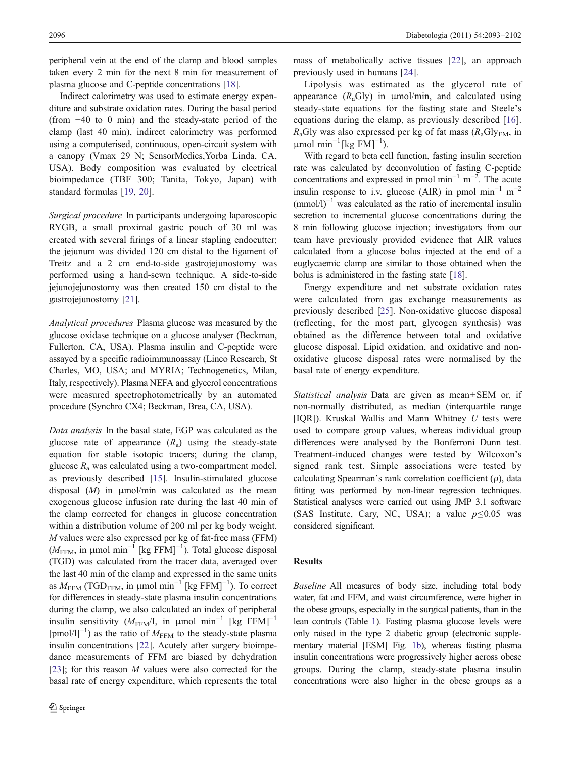peripheral vein at the end of the clamp and blood samples taken every 2 min for the next 8 min for measurement of plasma glucose and C-peptide concentrations [18].

Indirect calorimetry was used to estimate energy expenditure and substrate oxidation rates. During the basal period (from −40 to 0 min) and the steady-state period of the clamp (last 40 min), indirect calorimetry was performed using a computerised, continuous, open-circuit system with a canopy (Vmax 29 N; SensorMedics,Yorba Linda, CA, USA). Body composition was evaluated by electrical bioimpedance (TBF 300; Tanita, Tokyo, Japan) with standard formulas [19, 20].

*Surgical procedure* In participants undergoing laparoscopic RYGB, a small proximal gastric pouch of 30 ml was created with several firings of a linear stapling endocutter; the jejunum was divided 120 cm distal to the ligament of Treitz and a 2 cm end-to-side gastrojejunostomy was performed using a hand-sewn technique. A side-to-side jejunojejunostomy was then created 150 cm distal to the gastrojejunostomy [21].

*Analytical procedures* Plasma glucose was measured by the glucose oxidase technique on a glucose analyser (Beckman, Fullerton, CA, USA). Plasma insulin and C-peptide were assayed by a specific radioimmunoassay (Linco Research, St Charles, MO, USA; and MYRIA; Technogenetics, Milan, Italy, respectively). Plasma NEFA and glycerol concentrations were measured spectrophotometrically by an automated procedure (Synchro CX4; Beckman, Brea, CA, USA).

*Data analysis* In the basal state, EGP was calculated as the glucose rate of appearance ($R_a$) using the steady-state equation for stable isotopic tracers; during the clamp, glucose $R_a$ was calculated using a two-compartment model, as previously described [15]. Insulin-stimulated glucose disposal ($M$) in μmol/min was calculated as the mean exogenous glucose infusion rate during the last 40 min of the clamp corrected for changes in glucose concentration within a distribution volume of 200 ml per kg body weight. $M$ values were also expressed per kg of fat-free mass (FFM) ($M_{FFM}$, in μmol min$^{-1}$ [kg FFM]$^{-1}$). Total glucose disposal (TGD) was calculated from the tracer data, averaged over the last 40 min of the clamp and expressed in the same units as $M_{FFM}$ (TGD$_{FFM}$, in μmol min$^{-1}$ [kg FFM]$^{-1}$). To correct for differences in steady-state plasma insulin concentrations during the clamp, we also calculated an index of peripheral insulin sensitivity ($M_{FFM}$/I, in μmol min$^{-1}$ [kg FFM]$^{-1}$ [pmol/l]$^{-1}$) as the ratio of $M_{FFM}$ to the steady-state plasma insulin concentrations [22]. Acutely after surgery bioimpedance measurements of FFM are biased by dehydration [23]; for this reason $M$ values were also corrected for the basal rate of energy expenditure, which represents the total mass of metabolically active tissues [22], an approach previously used in humans [24].

Lipolysis was estimated as the glycerol rate of appearance ($R_a$Gly) in μmol/min, and calculated using steady-state equations for the fasting state and Steele's equations during the clamp, as previously described [16]. $R_a$Gly was also expressed per kg of fat mass ($R_a$Gly$_{FM}$, in μmol min$^{-1}$[kg FM]$^{-1}$).

With regard to beta cell function, fasting insulin secretion rate was calculated by deconvolution of fasting C-peptide concentrations and expressed in pmol min$^{-1}$ m$^{-2}$. The acute insulin response to i.v. glucose (AIR) in pmol min$^{-1}$ m$^{-2}$ (mmol/l)$^{-1}$ was calculated as the ratio of incremental insulin secretion to incremental glucose concentrations during the 8 min following glucose injection; investigators from our team have previously provided evidence that AIR values calculated from a glucose bolus injected at the end of a euglycaemic clamp are similar to those obtained when the bolus is administered in the fasting state [18].

Energy expenditure and net substrate oxidation rates were calculated from gas exchange measurements as previously described [25]. Non-oxidative glucose disposal (reflecting, for the most part, glycogen synthesis) was obtained as the difference between total and oxidative glucose disposal. Lipid oxidation, and oxidative and non-oxidative glucose disposal rates were normalised by the basal rate of energy expenditure.

*Statistical analysis* Data are given as mean±SEM or, if non-normally distributed, as median (interquartile range [IQR]). Kruskal–Wallis and Mann–Whitney $U$ tests were used to compare group values, whereas individual group differences were analysed by the Bonferroni–Dunn test. Treatment-induced changes were tested by Wilcoxon's signed rank test. Simple associations were tested by calculating Spearman's rank correlation coefficient (ρ), data fitting was performed by non-linear regression techniques. Statistical analyses were carried out using JMP 3.1 software (SAS Institute, Cary, NC, USA); a value $p \leq 0.05$ was considered significant.

## Results

*Baseline* All measures of body size, including total body water, fat and FFM, and waist circumference, were higher in the obese groups, especially in the surgical patients, than in the lean controls (Table 1). Fasting plasma glucose levels were only raised in the type 2 diabetic group (electronic supplementary material [ESM] Fig. 1b), whereas fasting plasma insulin concentrations were progressively higher across obese groups. During the clamp, steady-state plasma insulin concentrations were also higher in the obese groups as a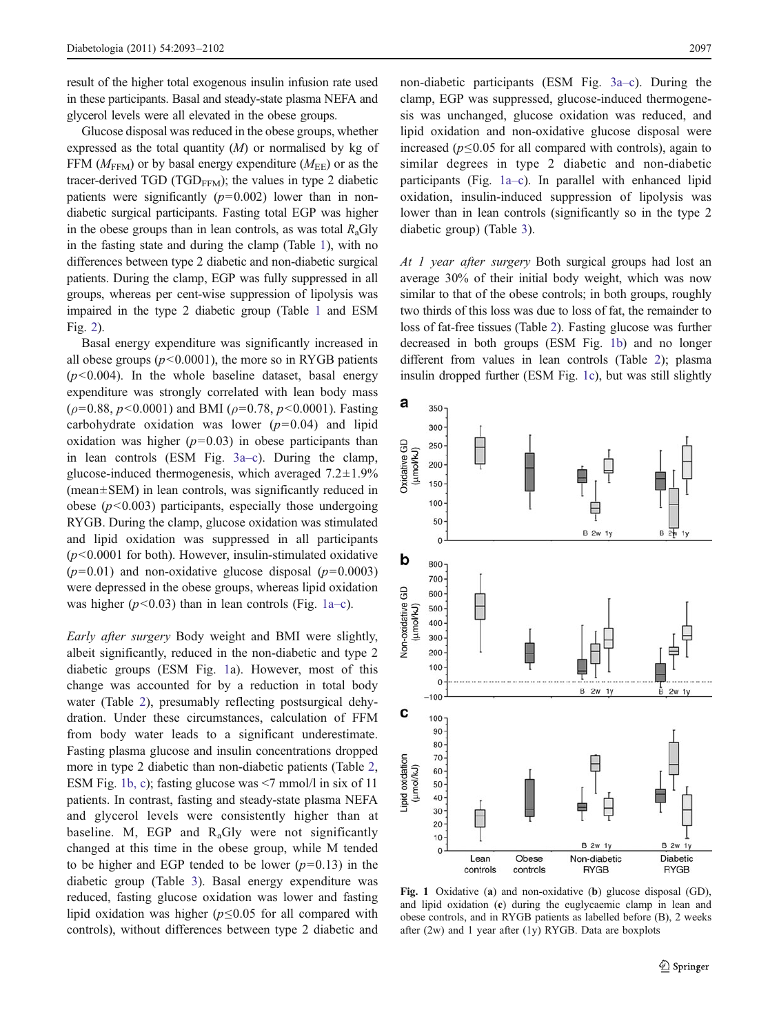result of the higher total exogenous insulin infusion rate used in these participants. Basal and steady-state plasma NEFA and glycerol levels were all elevated in the obese groups.

Glucose disposal was reduced in the obese groups, whether expressed as the total quantity (*M*) or normalised by kg of FFM ($M_{FFM}$) or by basal energy expenditure ($M_{EE}$) or as the tracer-derived TGD ($TGD_{FFM}$); the values in type 2 diabetic patients were significantly ($p=0.002$) lower than in non-diabetic surgical participants. Fasting total EGP was higher in the obese groups than in lean controls, as was total $R_a$Gly in the fasting state and during the clamp (Table 1), with no differences between type 2 diabetic and non-diabetic surgical patients. During the clamp, EGP was fully suppressed in all groups, whereas per cent-wise suppression of lipolysis was impaired in the type 2 diabetic group (Table 1 and ESM Fig. 2).

Basal energy expenditure was significantly increased in all obese groups ($p<0.0001$), the more so in RYGB patients ($p<0.004$). In the whole baseline dataset, basal energy expenditure was strongly correlated with lean body mass ($\rho=0.88$, $p<0.0001$) and BMI ($\rho=0.78$, $p<0.0001$). Fasting carbohydrate oxidation was lower ($p=0.04$) and lipid oxidation was higher ($p=0.03$) in obese participants than in lean controls (ESM Fig. 3a–c). During the clamp, glucose-induced thermogenesis, which averaged 7.2±1.9% (mean±SEM) in lean controls, was significantly reduced in obese ($p<0.003$) participants, especially those undergoing RYGB. During the clamp, glucose oxidation was stimulated and lipid oxidation was suppressed in all participants ($p<0.0001$ for both). However, insulin-stimulated oxidative ($p=0.01$) and non-oxidative glucose disposal ($p=0.0003$) were depressed in the obese groups, whereas lipid oxidation was higher ($p<0.03$) than in lean controls (Fig. 1a–c).

*Early after surgery* Body weight and BMI were slightly, albeit significantly, reduced in the non-diabetic and type 2 diabetic groups (ESM Fig. 1a). However, most of this change was accounted for by a reduction in total body water (Table 2), presumably reflecting postsurgical dehydration. Under these circumstances, calculation of FFM from body water leads to a significant underestimate. Fasting plasma glucose and insulin concentrations dropped more in type 2 diabetic than non-diabetic patients (Table 2, ESM Fig. 1b, c); fasting glucose was <7 mmol/l in six of 11 patients. In contrast, fasting and steady-state plasma NEFA and glycerol levels were consistently higher than at baseline. M, EGP and $R_a$Gly were not significantly changed at this time in the obese group, while M tended to be higher and EGP tended to be lower ($p=0.13$) in the diabetic group (Table 3). Basal energy expenditure was reduced, fasting glucose oxidation was lower and fasting lipid oxidation was higher ($p\leq0.05$ for all compared with controls), without differences between type 2 diabetic and non-diabetic participants (ESM Fig. 3a–c). During the clamp, EGP was suppressed, glucose-induced thermogenesis was unchanged, glucose oxidation was reduced, and lipid oxidation and non-oxidative glucose disposal were increased ($p\leq0.05$ for all compared with controls), again to similar degrees in type 2 diabetic and non-diabetic participants (Fig. 1a–c). In parallel with enhanced lipid oxidation, insulin-induced suppression of lipolysis was lower than in lean controls (significantly so in the type 2 diabetic group) (Table 3).

*At 1 year after surgery* Both surgical groups had lost an average 30% of their initial body weight, which was now similar to that of the obese controls; in both groups, roughly two thirds of this loss was due to loss of fat, the remainder to loss of fat-free tissues (Table 2). Fasting glucose was further decreased in both groups (ESM Fig. 1b) and no longer different from values in lean controls (Table 2); plasma insulin dropped further (ESM Fig. 1c), but was still slightly

**Fig. 1** Oxidative (**a**) and non-oxidative (**b**) glucose disposal (GD), and lipid oxidation (**c**) during the euglycaemic clamp in lean and obese controls, and in RYGB patients as labelled before (B), 2 weeks after (2w) and 1 year after (1y) RYGB. Data are boxplots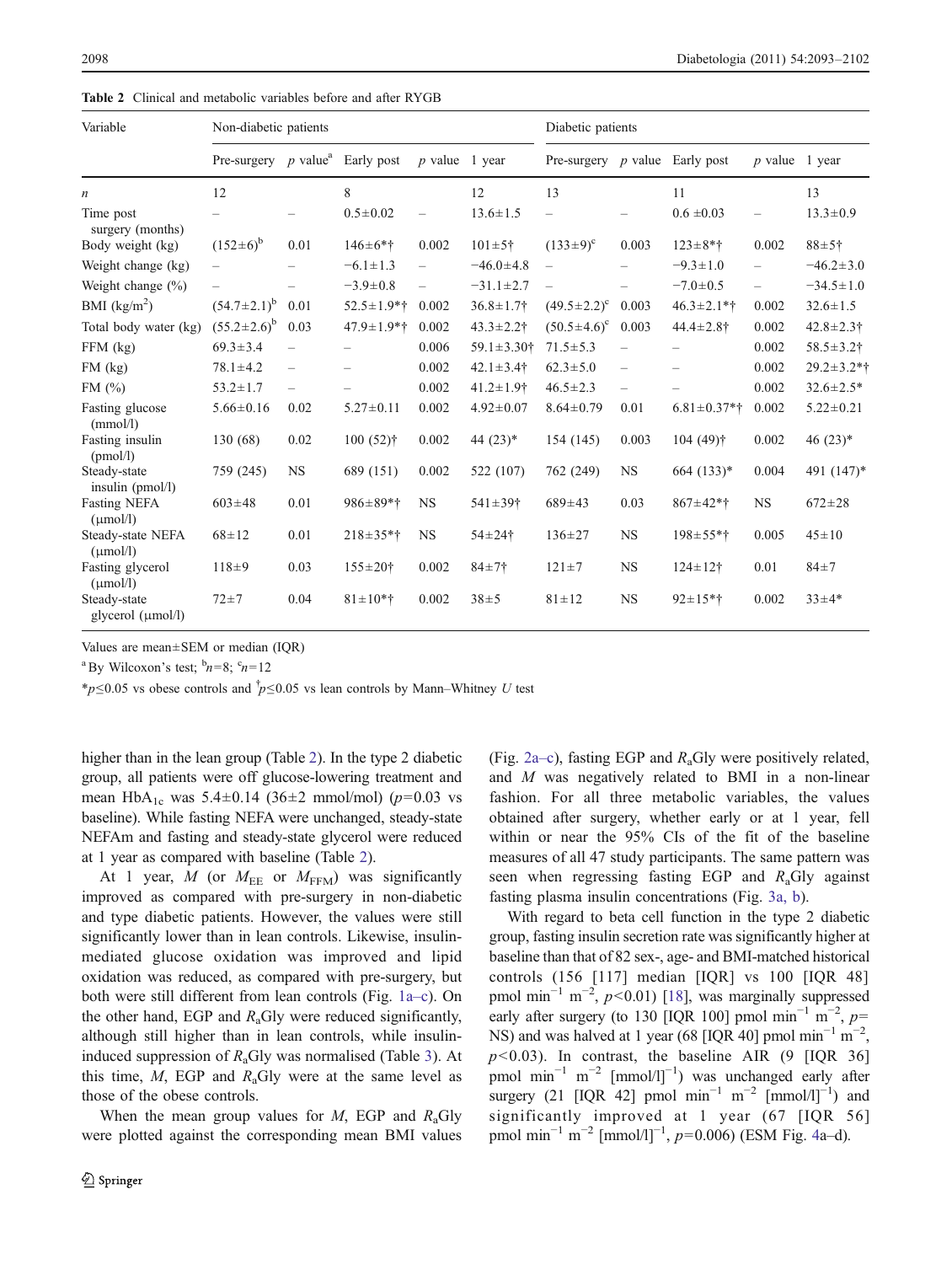**Table 2** Clinical and metabolic variables before and after RYGB

| Variable | Non-diabetic patients | | | | | Diabetic patients | | | | |
|---|---|---|---|---|---|---|---|---|---|---|
| | Pre-surgery | *p* value[a] | Early post | *p* value | 1 year | Pre-surgery | *p* value | Early post | *p* value | 1 year |
| *n* | 12 | | 8 | | 12 | 13 | | 11 | | 13 |
| Time post surgery (months) | – | – | 0.5±0.02 | – | 13.6±1.5 | – | – | 0.6 ±0.03 | – | 13.3±0.9 |
| Body weight (kg) | (152±6)[b] | 0.01 | 146±6*† | 0.002 | 101±5† | (133±9)[c] | 0.003 | 123±8*† | 0.002 | 88±5† |
| Weight change (kg) | – | – | −6.1±1.3 | – | −46.0±4.8 | – | – | −9.3±1.0 | – | −46.2±3.0 |
| Weight change (%) | – | – | −3.9±0.8 | – | −31.1±2.7 | – | – | −7.0±0.5 | – | −34.5±1.0 |
| BMI (kg/m$^2$) | (54.7±2.1)[b] | 0.01 | 52.5±1.9*† | 0.002 | 36.8±1.7† | (49.5±2.2)[c] | 0.003 | 46.3±2.1*† | 0.002 | 32.6±1.5 |
| Total body water (kg) | (55.2±2.6)[b] | 0.03 | 47.9±1.9*† | 0.002 | 43.3±2.2† | (50.5±4.6)[c] | 0.003 | 44.4±2.8† | 0.002 | 42.8±2.3† |
| FFM (kg) | 69.3±3.4 | – | – | 0.006 | 59.1±3.30† | 71.5±5.3 | – | – | 0.002 | 58.5±3.2† |
| FM (kg) | 78.1±4.2 | – | – | 0.002 | 42.1±3.4† | 62.3±5.0 | – | – | 0.002 | 29.2±3.2*† |
| FM (%) | 53.2±1.7 | – | – | 0.002 | 41.2±1.9† | 46.5±2.3 | – | – | 0.002 | 32.6±2.5* |
| Fasting glucose (mmol/l) | 5.66±0.16 | 0.02 | 5.27±0.11 | 0.002 | 4.92±0.07 | 8.64±0.79 | 0.01 | 6.81±0.37*† | 0.002 | 5.22±0.21 |
| Fasting insulin (pmol/l) | 130 (68) | 0.02 | 100 (52)† | 0.002 | 44 (23)* | 154 (145) | 0.003 | 104 (49)† | 0.002 | 46 (23)* |
| Steady-state insulin (pmol/l) | 759 (245) | NS | 689 (151) | 0.002 | 522 (107) | 762 (249) | NS | 664 (133)* | 0.004 | 491 (147)* |
| Fasting NEFA (μmol/l) | 603±48 | 0.01 | 986±89*† | NS | 541±39† | 689±43 | 0.03 | 867±42*† | NS | 672±28 |
| Steady-state NEFA (μmol/l) | 68±12 | 0.01 | 218±35*† | NS | 54±24† | 136±27 | NS | 198±55*† | 0.005 | 45±10 |
| Fasting glycerol (μmol/l) | 118±9 | 0.03 | 155±20† | 0.002 | 84±7† | 121±7 | NS | 124±12† | 0.01 | 84±7 |
| Steady-state glycerol (μmol/l) | 72±7 | 0.04 | 81±10*† | 0.002 | 38±5 | 81±12 | NS | 92±15*† | 0.002 | 33±4* |

Values are mean±SEM or median (IQR)

[a] By Wilcoxon's test; [b] *n*=8; [c] *n*=12

*$p \leq 0.05$ vs obese controls and † $p \leq 0.05$ vs lean controls by Mann–Whitney *U* test

higher than in the lean group (Table 2). In the type 2 diabetic group, all patients were off glucose-lowering treatment and mean $HbA_{1c}$ was 5.4±0.14 (36±2 mmol/mol) ($p$=0.03 vs baseline). While fasting NEFA were unchanged, steady-state NEFAm and fasting and steady-state glycerol were reduced at 1 year as compared with baseline (Table 2).

At 1 year, $M$ (or $M_{EE}$ or $M_{FFM}$) was significantly improved as compared with pre-surgery in non-diabetic and type diabetic patients. However, the values were still significantly lower than in lean controls. Likewise, insulin-mediated glucose oxidation was improved and lipid oxidation was reduced, as compared with pre-surgery, but both were still different from lean controls (Fig. 1a–c). On the other hand, EGP and $R_a$Gly were reduced significantly, although still higher than in lean controls, while insulin-induced suppression of $R_a$Gly was normalised (Table 3). At this time, $M$, EGP and $R_a$Gly were at the same level as those of the obese controls.

When the mean group values for $M$, EGP and $R_a$Gly were plotted against the corresponding mean BMI values (Fig. 2a–c), fasting EGP and $R_a$Gly were positively related, and $M$ was negatively related to BMI in a non-linear fashion. For all three metabolic variables, the values obtained after surgery, whether early or at 1 year, fell within or near the 95% CIs of the fit of the baseline measures of all 47 study participants. The same pattern was seen when regressing fasting EGP and $R_a$Gly against fasting plasma insulin concentrations (Fig. 3a, b).

With regard to beta cell function in the type 2 diabetic group, fasting insulin secretion rate was significantly higher at baseline than that of 82 sex-, age- and BMI-matched historical controls (156 [117] median [IQR] vs 100 [IQR 48] pmol min$^{-1}$ m$^{-2}$, $p$<0.01) [18], was marginally suppressed early after surgery (to 130 [IQR 100] pmol min$^{-1}$ m$^{-2}$, $p$= NS) and was halved at 1 year (68 [IQR 40] pmol min$^{-1}$ m$^{-2}$, $p$<0.03). In contrast, the baseline AIR (9 [IQR 36] pmol min$^{-1}$ m$^{-2}$ [mmol/l]$^{-1}$) was unchanged early after surgery (21 [IQR 42] pmol min$^{-1}$ m$^{-2}$ [mmol/l]$^{-1}$) and significantly improved at 1 year (67 [IQR 56] pmol min$^{-1}$ m$^{-2}$ [mmol/l]$^{-1}$, $p$=0.006) (ESM Fig. 4a–d).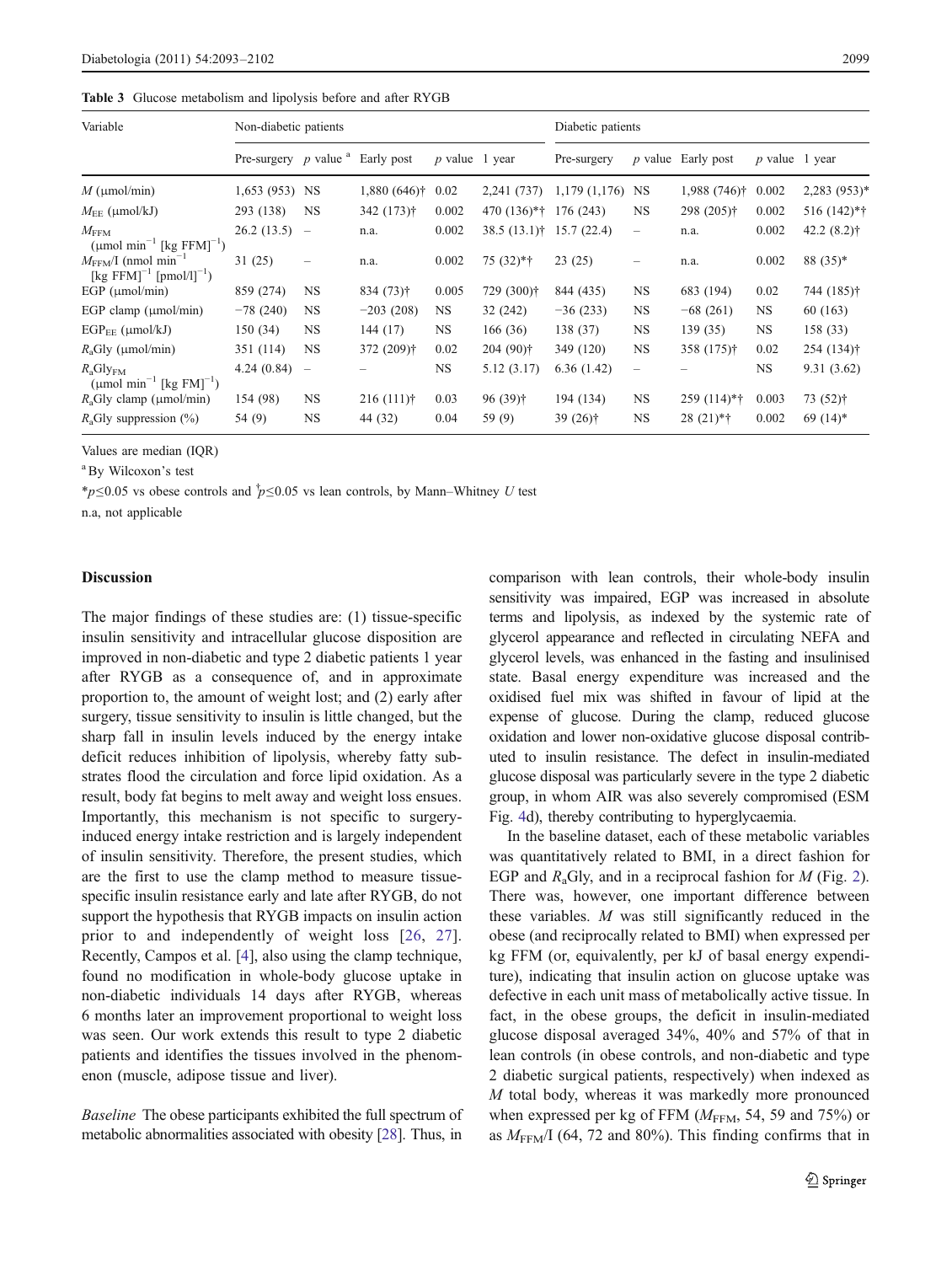**Table 3** Glucose metabolism and lipolysis before and after RYGB

| Variable | Non-diabetic patients | | | | | Diabetic patients | | | | |
|---|---|---|---|---|---|---|---|---|---|---|
| | Pre-surgery | *p* value [a] | Early post | *p* value | 1 year | Pre-surgery | *p* value | Early post | *p* value | 1 year |
| $M$ (μmol/min) | 1,653 (953) | NS | 1,880 (646)† | 0.02 | 2,241 (737) | 1,179 (1,176) | NS | 1,988 (746)† | 0.002 | 2,283 (953)* |
| $M_{EE}$ (μmol/kJ) | 293 (138) | NS | 342 (173)† | 0.002 | 470 (136)*† | 176 (243) | NS | 298 (205)† | 0.002 | 516 (142)*† |
| $M_{FFM}$ (μmol min$^{-1}$ [kg FFM]$^{-1}$) | 26.2 (13.5) | – | n.a. | 0.002 | 38.5 (13.1)† | 15.7 (22.4) | – | n.a. | 0.002 | 42.2 (8.2)† |
| $M_{FFM}$/I (nmol min$^{-1}$ [kg FFM]$^{-1}$ [pmol/l]$^{-1}$) | 31 (25) | – | n.a. | 0.002 | 75 (32)*† | 23 (25) | – | n.a. | 0.002 | 88 (35)* |
| EGP (μmol/min) | 859 (274) | NS | 834 (73)† | 0.005 | 729 (300)† | 844 (435) | NS | 683 (194) | 0.02 | 744 (185)† |
| EGP clamp (μmol/min) | −78 (240) | NS | −203 (208) | NS | 32 (242) | −36 (233) | NS | −68 (261) | NS | 60 (163) |
| $EGP_{EE}$ (μmol/kJ) | 150 (34) | NS | 144 (17) | NS | 166 (36) | 138 (37) | NS | 139 (35) | NS | 158 (33) |
| $R_a$Gly (μmol/min) | 351 (114) | NS | 372 (209)† | 0.02 | 204 (90)† | 349 (120) | NS | 358 (175)† | 0.02 | 254 (134)† |
| $R_a$Gly$_{FM}$ (μmol min$^{-1}$ [kg FM]$^{-1}$) | 4.24 (0.84) | – | – | NS | 5.12 (3.17) | 6.36 (1.42) | – | – | NS | 9.31 (3.62) |
| $R_a$Gly clamp (μmol/min) | 154 (98) | NS | 216 (111)† | 0.03 | 96 (39)† | 194 (134) | NS | 259 (114)*† | 0.003 | 73 (52)† |
| $R_a$Gly suppression (%) | 54 (9) | NS | 44 (32) | 0.04 | 59 (9) | 39 (26)† | NS | 28 (21)*† | 0.002 | 69 (14)* |

Values are median (IQR)

[a] By Wilcoxon's test

*$p \leq 0.05$ vs obese controls and †$p \leq 0.05$ vs lean controls, by Mann–Whitney *U* test

n.a, not applicable

## Discussion

The major findings of these studies are: (1) tissue-specific insulin sensitivity and intracellular glucose disposition are improved in non-diabetic and type 2 diabetic patients 1 year after RYGB as a consequence of, and in approximate proportion to, the amount of weight lost; and (2) early after surgery, tissue sensitivity to insulin is little changed, but the sharp fall in insulin levels induced by the energy intake deficit reduces inhibition of lipolysis, whereby fatty substrates flood the circulation and force lipid oxidation. As a result, body fat begins to melt away and weight loss ensues. Importantly, this mechanism is not specific to surgery-induced energy intake restriction and is largely independent of insulin sensitivity. Therefore, the present studies, which are the first to use the clamp method to measure tissue-specific insulin resistance early and late after RYGB, do not support the hypothesis that RYGB impacts on insulin action prior to and independently of weight loss [26, 27]. Recently, Campos et al. [4], also using the clamp technique, found no modification in whole-body glucose uptake in non-diabetic individuals 14 days after RYGB, whereas 6 months later an improvement proportional to weight loss was seen. Our work extends this result to type 2 diabetic patients and identifies the tissues involved in the phenomenon (muscle, adipose tissue and liver).

*Baseline* The obese participants exhibited the full spectrum of metabolic abnormalities associated with obesity [28]. Thus, in comparison with lean controls, their whole-body insulin sensitivity was impaired, EGP was increased in absolute terms and lipolysis, as indexed by the systemic rate of glycerol appearance and reflected in circulating NEFA and glycerol levels, was enhanced in the fasting and insulinised state. Basal energy expenditure was increased and the oxidised fuel mix was shifted in favour of lipid at the expense of glucose. During the clamp, reduced glucose oxidation and lower non-oxidative glucose disposal contributed to insulin resistance. The defect in insulin-mediated glucose disposal was particularly severe in the type 2 diabetic group, in whom AIR was also severely compromised (ESM Fig. 4d), thereby contributing to hyperglycaemia.

In the baseline dataset, each of these metabolic variables was quantitatively related to BMI, in a direct fashion for EGP and $R_a$Gly, and in a reciprocal fashion for $M$ (Fig. 2). There was, however, one important difference between these variables. $M$ was still significantly reduced in the obese (and reciprocally related to BMI) when expressed per kg FFM (or, equivalently, per kJ of basal energy expenditure), indicating that insulin action on glucose uptake was defective in each unit mass of metabolically active tissue. In fact, in the obese groups, the deficit in insulin-mediated glucose disposal averaged 34%, 40% and 57% of that in lean controls (in obese controls, and non-diabetic and type 2 diabetic surgical patients, respectively) when indexed as $M$ total body, whereas it was markedly more pronounced when expressed per kg of FFM ($M_{FFM}$, 54, 59 and 75%) or as $M_{FFM}$/I (64, 72 and 80%). This finding confirms that in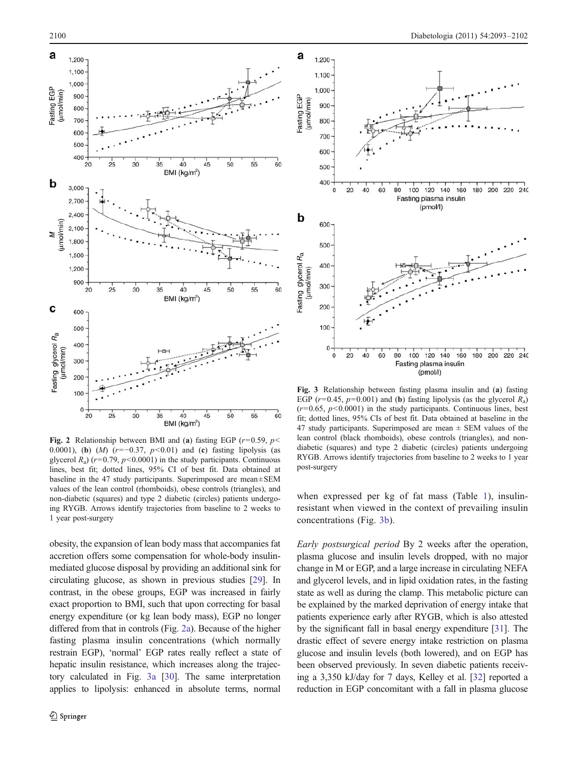**Fig. 2** Relationship between BMI and (**a**) fasting EGP ($r$=0.59, $p$<0.0001), (**b**) ($M$) ($r$=−0.37, $p$<0.01) and (**c**) fasting lipolysis (as glycerol $R_a$) ($r$=0.79, $p$<0.0001) in the study participants. Continuous lines, best fit; dotted lines, 95% CI of best fit. Data obtained at baseline in the 47 study participants. Superimposed are mean±SEM values of the lean control (rhomboids), obese controls (triangles), and non-diabetic (squares) and type 2 diabetic (circles) patients undergoing RYGB. Arrows identify trajectories from baseline to 2 weeks to 1 year post-surgery

**Fig. 3** Relationship between fasting plasma insulin and (**a**) fasting EGP ($r$=0.45, $p$=0.001) and (**b**) fasting lipolysis (as the glycerol $R_a$) ($r$=0.65, $p$<0.0001) in the study participants. Continuous lines, best fit; dotted lines, 95% CIs of best fit. Data obtained at baseline in the 47 study participants. Superimposed are mean ± SEM values of the lean control (black rhomboids), obese controls (triangles), and non-diabetic (squares) and type 2 diabetic (circles) patients undergoing RYGB. Arrows identify trajectories from baseline to 2 weeks to 1 year post-surgery

obesity, the expansion of lean body mass that accompanies fat accretion offers some compensation for whole-body insulin-mediated glucose disposal by providing an additional sink for circulating glucose, as shown in previous studies [29]. In contrast, in the obese groups, EGP was increased in fairly exact proportion to BMI, such that upon correcting for basal energy expenditure (or kg lean body mass), EGP no longer differed from that in controls (Fig. 2a). Because of the higher fasting plasma insulin concentrations (which normally restrain EGP), 'normal' EGP rates really reflect a state of hepatic insulin resistance, which increases along the trajectory calculated in Fig. 3a [30]. The same interpretation applies to lipolysis: enhanced in absolute terms, normal when expressed per kg of fat mass (Table 1), insulin-resistant when viewed in the context of prevailing insulin concentrations (Fig. 3b).

*Early postsurgical period* By 2 weeks after the operation, plasma glucose and insulin levels dropped, with no major change in M or EGP, and a large increase in circulating NEFA and glycerol levels, and in lipid oxidation rates, in the fasting state as well as during the clamp. This metabolic picture can be explained by the marked deprivation of energy intake that patients experience early after RYGB, which is also attested by the significant fall in basal energy expenditure [31]. The drastic effect of severe energy intake restriction on plasma glucose and insulin levels (both lowered), and on EGP has been observed previously. In seven diabetic patients receiving a 3,350 kJ/day for 7 days, Kelley et al. [32] reported a reduction in EGP concomitant with a fall in plasma glucose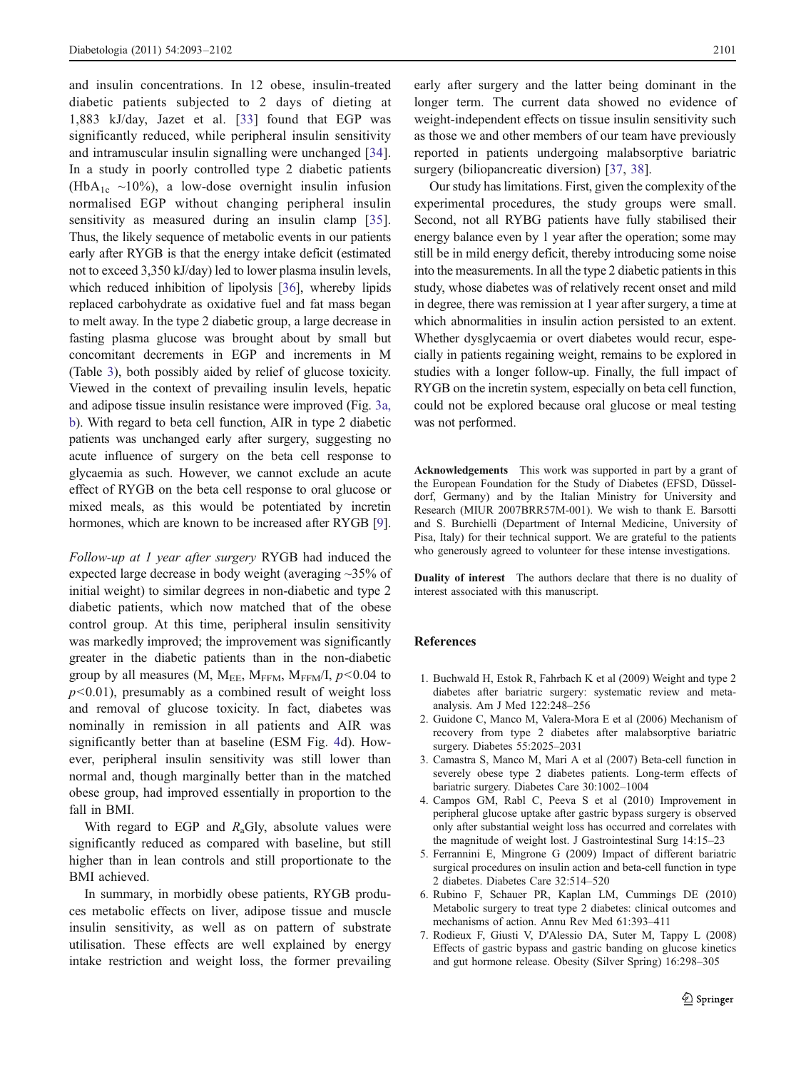and insulin concentrations. In 12 obese, insulin-treated diabetic patients subjected to 2 days of dieting at 1,883 kJ/day, Jazet et al. [33] found that EGP was significantly reduced, while peripheral insulin sensitivity and intramuscular insulin signalling were unchanged [34]. In a study in poorly controlled type 2 diabetic patients ($HbA_{1c}$ ~10%), a low-dose overnight insulin infusion normalised EGP without changing peripheral insulin sensitivity as measured during an insulin clamp [35]. Thus, the likely sequence of metabolic events in our patients early after RYGB is that the energy intake deficit (estimated not to exceed 3,350 kJ/day) led to lower plasma insulin levels, which reduced inhibition of lipolysis [36], whereby lipids replaced carbohydrate as oxidative fuel and fat mass began to melt away. In the type 2 diabetic group, a large decrease in fasting plasma glucose was brought about by small but concomitant decrements in EGP and increments in M (Table 3), both possibly aided by relief of glucose toxicity. Viewed in the context of prevailing insulin levels, hepatic and adipose tissue insulin resistance were improved (Fig. 3a, b). With regard to beta cell function, AIR in type 2 diabetic patients was unchanged early after surgery, suggesting no acute influence of surgery on the beta cell response to glycaemia as such. However, we cannot exclude an acute effect of RYGB on the beta cell response to oral glucose or mixed meals, as this would be potentiated by incretin hormones, which are known to be increased after RYGB [9].

*Follow-up at 1 year after surgery* RYGB had induced the expected large decrease in body weight (averaging ~35% of initial weight) to similar degrees in non-diabetic and type 2 diabetic patients, which now matched that of the obese control group. At this time, peripheral insulin sensitivity was markedly improved; the improvement was significantly greater in the diabetic patients than in the non-diabetic group by all measures (M, $M_{EE}$, $M_{FFM}$, $M_{FFM}/I$, $p<0.04$ to $p<0.01$), presumably as a combined result of weight loss and removal of glucose toxicity. In fact, diabetes was nominally in remission in all patients and AIR was significantly better than at baseline (ESM Fig. 4d). However, peripheral insulin sensitivity was still lower than normal and, though marginally better than in the matched obese group, had improved essentially in proportion to the fall in BMI.

With regard to EGP and $R_a$Gly, absolute values were significantly reduced as compared with baseline, but still higher than in lean controls and still proportionate to the BMI achieved.

In summary, in morbidly obese patients, RYGB produces metabolic effects on liver, adipose tissue and muscle insulin sensitivity, as well as on pattern of substrate utilisation. These effects are well explained by energy intake restriction and weight loss, the former prevailing early after surgery and the latter being dominant in the longer term. The current data showed no evidence of weight-independent effects on tissue insulin sensitivity such as those we and other members of our team have previously reported in patients undergoing malabsorptive bariatric surgery (biliopancreatic diversion) [37, 38].

Our study has limitations. First, given the complexity of the experimental procedures, the study groups were small. Second, not all RYBG patients have fully stabilised their energy balance even by 1 year after the operation; some may still be in mild energy deficit, thereby introducing some noise into the measurements. In all the type 2 diabetic patients in this study, whose diabetes was of relatively recent onset and mild in degree, there was remission at 1 year after surgery, a time at which abnormalities in insulin action persisted to an extent. Whether dysglycaemia or overt diabetes would recur, especially in patients regaining weight, remains to be explored in studies with a longer follow-up. Finally, the full impact of RYGB on the incretin system, especially on beta cell function, could not be explored because oral glucose or meal testing was not performed.

**Acknowledgements** This work was supported in part by a grant of the European Foundation for the Study of Diabetes (EFSD, Düsseldorf, Germany) and by the Italian Ministry for University and Research (MIUR 2007BRR57M-001). We wish to thank E. Barsotti and S. Burchielli (Department of Internal Medicine, University of Pisa, Italy) for their technical support. We are grateful to the patients who generously agreed to volunteer for these intense investigations.

**Duality of interest** The authors declare that there is no duality of interest associated with this manuscript.

## References

1. Buchwald H, Estok R, Fahrbach K et al (2009) Weight and type 2 diabetes after bariatric surgery: systematic review and meta-analysis. Am J Med 122:248–256
2. Guidone C, Manco M, Valera-Mora E et al (2006) Mechanism of recovery from type 2 diabetes after malabsorptive bariatric surgery. Diabetes 55:2025–2031
3. Camastra S, Manco M, Mari A et al (2007) Beta-cell function in severely obese type 2 diabetes patients. Long-term effects of bariatric surgery. Diabetes Care 30:1002–1004
4. Campos GM, Rabl C, Peeva S et al (2010) Improvement in peripheral glucose uptake after gastric bypass surgery is observed only after substantial weight loss has occurred and correlates with the magnitude of weight lost. J Gastrointestinal Surg 14:15–23
5. Ferrannini E, Mingrone G (2009) Impact of different bariatric surgical procedures on insulin action and beta-cell function in type 2 diabetes. Diabetes Care 32:514–520
6. Rubino F, Schauer PR, Kaplan LM, Cummings DE (2010) Metabolic surgery to treat type 2 diabetes: clinical outcomes and mechanisms of action. Annu Rev Med 61:393–411
7. Rodieux F, Giusti V, D'Alessio DA, Suter M, Tappy L (2008) Effects of gastric bypass and gastric banding on glucose kinetics and gut hormone release. Obesity (Silver Spring) 16:298–305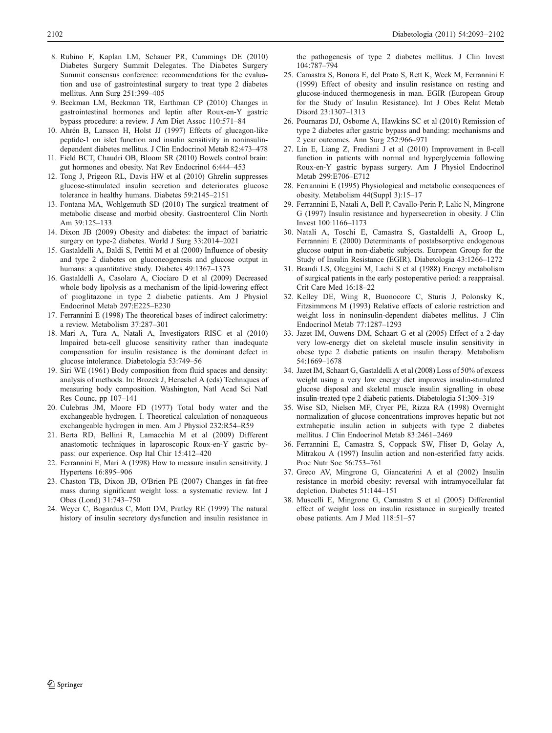8. Rubino F, Kaplan LM, Schauer PR, Cummings DE (2010) Diabetes Surgery Summit Delegates. The Diabetes Surgery Summit consensus conference: recommendations for the evaluation and use of gastrointestinal surgery to treat type 2 diabetes mellitus. Ann Surg 251:399–405
9. Beckman LM, Beckman TR, Earthman CP (2010) Changes in gastrointestinal hormones and leptin after Roux-en-Y gastric bypass procedure: a review. J Am Diet Assoc 110:571–84
10. Ahrén B, Larsson H, Holst JJ (1997) Effects of glucagon-like peptide-1 on islet function and insulin sensitivity in noninsulin-dependent diabetes mellitus. J Clin Endocrinol Metab 82:473–478
11. Field BCT, Chaudri OB, Bloom SR (2010) Bowels control brain: gut hormones and obesity. Nat Rev Endocrinol 6:444–453
12. Tong J, Prigeon RL, Davis HW et al (2010) Ghrelin suppresses glucose-stimulated insulin secretion and deteriorates glucose tolerance in healthy humans. Diabetes 59:2145–2151
13. Fontana MA, Wohlgemuth SD (2010) The surgical treatment of metabolic disease and morbid obesity. Gastroenterol Clin North Am 39:125–133
14. Dixon JB (2009) Obesity and diabetes: the impact of bariatric surgery on type-2 diabetes. World J Surg 33:2014–2021
15. Gastaldelli A, Baldi S, Pettiti M et al (2000) Influence of obesity and type 2 diabetes on gluconeogenesis and glucose output in humans: a quantitative study. Diabetes 49:1367–1373
16. Gastaldelli A, Casolaro A, Ciociaro D et al (2009) Decreased whole body lipolysis as a mechanism of the lipid-lowering effect of pioglitazone in type 2 diabetic patients. Am J Physiol Endocrinol Metab 297:E225–E230
17. Ferrannini E (1998) The theoretical bases of indirect calorimetry: a review. Metabolism 37:287–301
18. Mari A, Tura A, Natali A, Investigators RISC et al (2010) Impaired beta-cell glucose sensitivity rather than inadequate compensation for insulin resistance is the dominant defect in glucose intolerance. Diabetologia 53:749–56
19. Siri WE (1961) Body composition from fluid spaces and density: analysis of methods. In: Brozek J, Henschel A (eds) Techniques of measuring body composition. Washington, Natl Acad Sci Natl Res Counc, pp 107–141
20. Culebras JM, Moore FD (1977) Total body water and the exchangeable hydrogen. I. Theoretical calculation of nonaqueous exchangeable hydrogen in men. Am J Physiol 232:R54–R59
21. Berta RD, Bellini R, Lamacchia M et al (2009) Different anastomotic techniques in laparoscopic Roux-en-Y gastric bypass: our experience. Osp Ital Chir 15:412–420
22. Ferrannini E, Mari A (1998) How to measure insulin sensitivity. J Hypertens 16:895–906
23. Chaston TB, Dixon JB, O'Brien PE (2007) Changes in fat-free mass during significant weight loss: a systematic review. Int J Obes (Lond) 31:743–750
24. Weyer C, Bogardus C, Mott DM, Pratley RE (1999) The natural history of insulin secretory dysfunction and insulin resistance in the pathogenesis of type 2 diabetes mellitus. J Clin Invest 104:787–794
25. Camastra S, Bonora E, del Prato S, Rett K, Weck M, Ferrannini E (1999) Effect of obesity and insulin resistance on resting and glucose-induced thermogenesis in man. EGIR (European Group for the Study of Insulin Resistance). Int J Obes Relat Metab Disord 23:1307–1313
26. Pournaras DJ, Osborne A, Hawkins SC et al (2010) Remission of type 2 diabetes after gastric bypass and banding: mechanisms and 2 year outcomes. Ann Surg 252:966–971
27. Lin E, Liang Z, Frediani J et al (2010) Improvement in ß-cell function in patients with normal and hyperglycemia following Roux-en-Y gastric bypass surgery. Am J Physiol Endocrinol Metab 299:E706–E712
28. Ferrannini E (1995) Physiological and metabolic consequences of obesity. Metabolism 44(Suppl 3):15–17
29. Ferrannini E, Natali A, Bell P, Cavallo-Perin P, Lalic N, Mingrone G (1997) Insulin resistance and hypersecretion in obesity. J Clin Invest 100:1166–1173
30. Natali A, Toschi E, Camastra S, Gastaldelli A, Groop L, Ferrannini E (2000) Determinants of postabsorptive endogenous glucose output in non-diabetic subjects. European Group for the Study of Insulin Resistance (EGIR). Diabetologia 43:1266–1272
31. Brandi LS, Oleggini M, Lachi S et al (1988) Energy metabolism of surgical patients in the early postoperative period: a reappraisal. Crit Care Med 16:18–22
32. Kelley DE, Wing R, Buonocore C, Sturis J, Polonsky K, Fitzsimmons M (1993) Relative effects of calorie restriction and weight loss in noninsulin-dependent diabetes mellitus. J Clin Endocrinol Metab 77:1287–1293
33. Jazet IM, Ouwens DM, Schaart G et al (2005) Effect of a 2-day very low-energy diet on skeletal muscle insulin sensitivity in obese type 2 diabetic patients on insulin therapy. Metabolism 54:1669–1678
34. Jazet IM, Schaart G, Gastaldelli A et al (2008) Loss of 50% of excess weight using a very low energy diet improves insulin-stimulated glucose disposal and skeletal muscle insulin signalling in obese insulin-treated type 2 diabetic patients. Diabetologia 51:309–319
35. Wise SD, Nielsen MF, Cryer PE, Rizza RA (1998) Overnight normalization of glucose concentrations improves hepatic but not extrahepatic insulin action in subjects with type 2 diabetes mellitus. J Clin Endocrinol Metab 83:2461–2469
36. Ferrannini E, Camastra S, Coppack SW, Fliser D, Golay A, Mitrakou A (1997) Insulin action and non-esterified fatty acids. Proc Nutr Soc 56:753–761
37. Greco AV, Mingrone G, Giancaterini A et al (2002) Insulin resistance in morbid obesity: reversal with intramyocellular fat depletion. Diabetes 51:144–151
38. Muscelli E, Mingrone G, Camastra S et al (2005) Differential effect of weight loss on insulin resistance in surgically treated obese patients. Am J Med 118:51–57